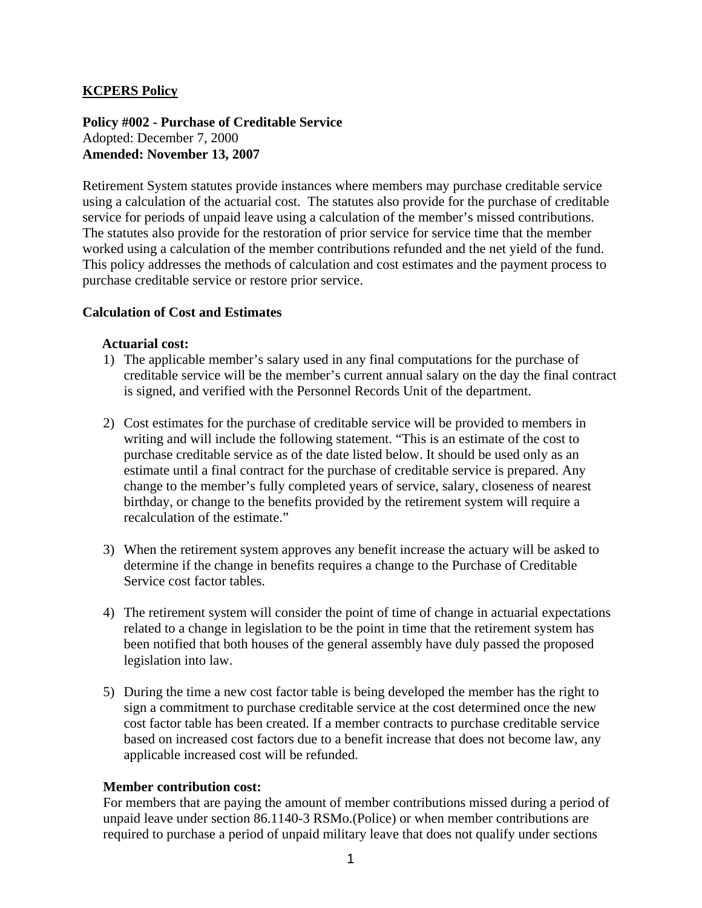**KCPERS Policy**

**Policy #002 - Purchase of Creditable Service**
Adopted: December 7, 2000
**Amended: November 13, 2007**

Retirement System statutes provide instances where members may purchase creditable service using a calculation of the actuarial cost. The statutes also provide for the purchase of creditable service for periods of unpaid leave using a calculation of the member's missed contributions. The statutes also provide for the restoration of prior service for service time that the member worked using a calculation of the member contributions refunded and the net yield of the fund. This policy addresses the methods of calculation and cost estimates and the payment process to purchase creditable service or restore prior service.

**Calculation of Cost and Estimates**

**Actuarial cost:**

1) The applicable member's salary used in any final computations for the purchase of creditable service will be the member's current annual salary on the day the final contract is signed, and verified with the Personnel Records Unit of the department.

2) Cost estimates for the purchase of creditable service will be provided to members in writing and will include the following statement. "This is an estimate of the cost to purchase creditable service as of the date listed below. It should be used only as an estimate until a final contract for the purchase of creditable service is prepared. Any change to the member's fully completed years of service, salary, closeness of nearest birthday, or change to the benefits provided by the retirement system will require a recalculation of the estimate."

3) When the retirement system approves any benefit increase the actuary will be asked to determine if the change in benefits requires a change to the Purchase of Creditable Service cost factor tables.

4) The retirement system will consider the point of time of change in actuarial expectations related to a change in legislation to be the point in time that the retirement system has been notified that both houses of the general assembly have duly passed the proposed legislation into law.

5) During the time a new cost factor table is being developed the member has the right to sign a commitment to purchase creditable service at the cost determined once the new cost factor table has been created. If a member contracts to purchase creditable service based on increased cost factors due to a benefit increase that does not become law, any applicable increased cost will be refunded.

**Member contribution cost:**

For members that are paying the amount of member contributions missed during a period of unpaid leave under section 86.1140-3 RSMo.(Police) or when member contributions are required to purchase a period of unpaid military leave that does not qualify under sections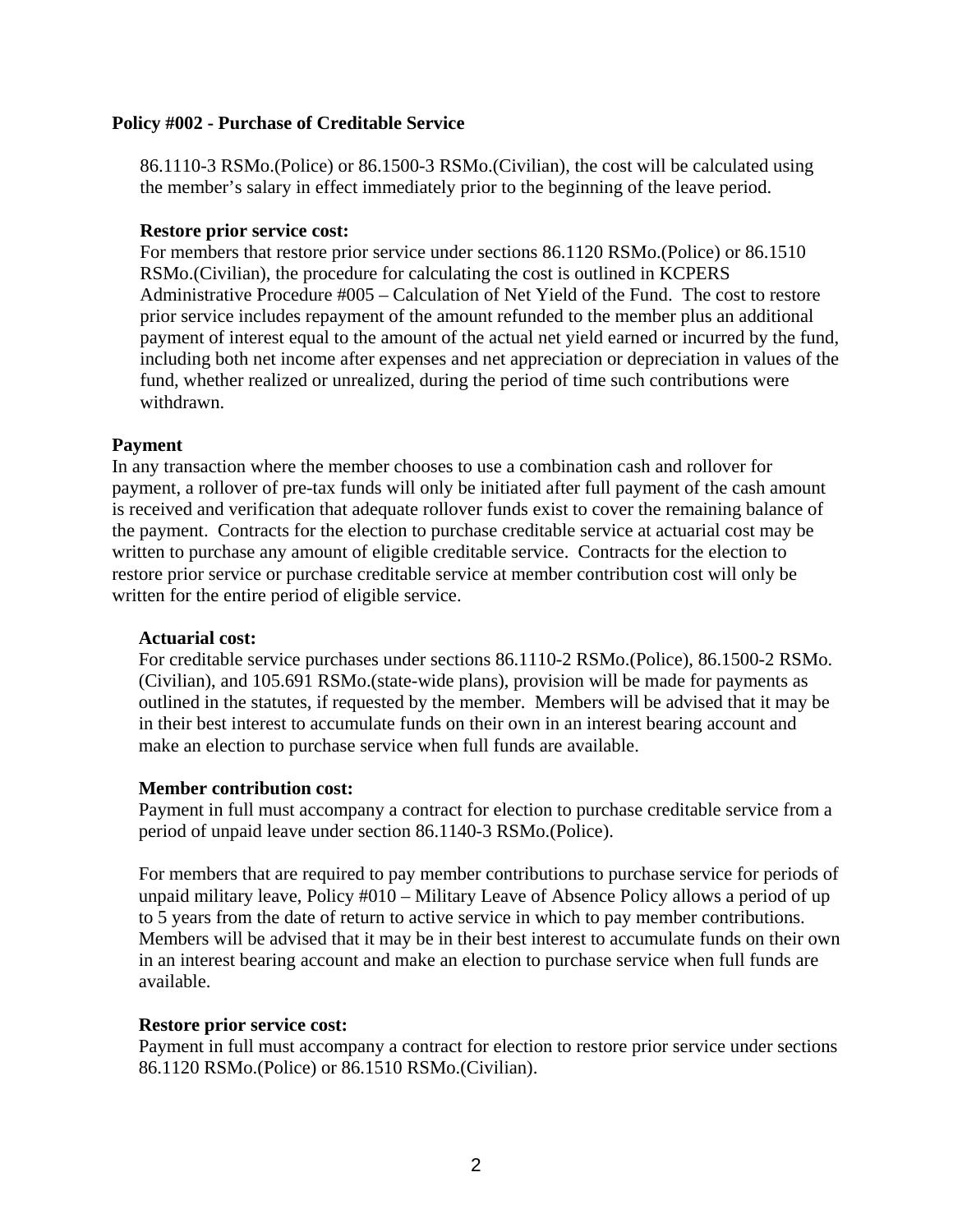**Policy #002 - Purchase of Creditable Service**

86.1110-3 RSMo.(Police) or 86.1500-3 RSMo.(Civilian), the cost will be calculated using the member's salary in effect immediately prior to the beginning of the leave period.

**Restore prior service cost:**
For members that restore prior service under sections 86.1120 RSMo.(Police) or 86.1510 RSMo.(Civilian), the procedure for calculating the cost is outlined in KCPERS Administrative Procedure #005 – Calculation of Net Yield of the Fund. The cost to restore prior service includes repayment of the amount refunded to the member plus an additional payment of interest equal to the amount of the actual net yield earned or incurred by the fund, including both net income after expenses and net appreciation or depreciation in values of the fund, whether realized or unrealized, during the period of time such contributions were withdrawn.

**Payment**
In any transaction where the member chooses to use a combination cash and rollover for payment, a rollover of pre-tax funds will only be initiated after full payment of the cash amount is received and verification that adequate rollover funds exist to cover the remaining balance of the payment. Contracts for the election to purchase creditable service at actuarial cost may be written to purchase any amount of eligible creditable service. Contracts for the election to restore prior service or purchase creditable service at member contribution cost will only be written for the entire period of eligible service.

**Actuarial cost:**
For creditable service purchases under sections 86.1110-2 RSMo.(Police), 86.1500-2 RSMo.(Civilian), and 105.691 RSMo.(state-wide plans), provision will be made for payments as outlined in the statutes, if requested by the member. Members will be advised that it may be in their best interest to accumulate funds on their own in an interest bearing account and make an election to purchase service when full funds are available.

**Member contribution cost:**
Payment in full must accompany a contract for election to purchase creditable service from a period of unpaid leave under section 86.1140-3 RSMo.(Police).

For members that are required to pay member contributions to purchase service for periods of unpaid military leave, Policy #010 – Military Leave of Absence Policy allows a period of up to 5 years from the date of return to active service in which to pay member contributions. Members will be advised that it may be in their best interest to accumulate funds on their own in an interest bearing account and make an election to purchase service when full funds are available.

**Restore prior service cost:**
Payment in full must accompany a contract for election to restore prior service under sections 86.1120 RSMo.(Police) or 86.1510 RSMo.(Civilian).